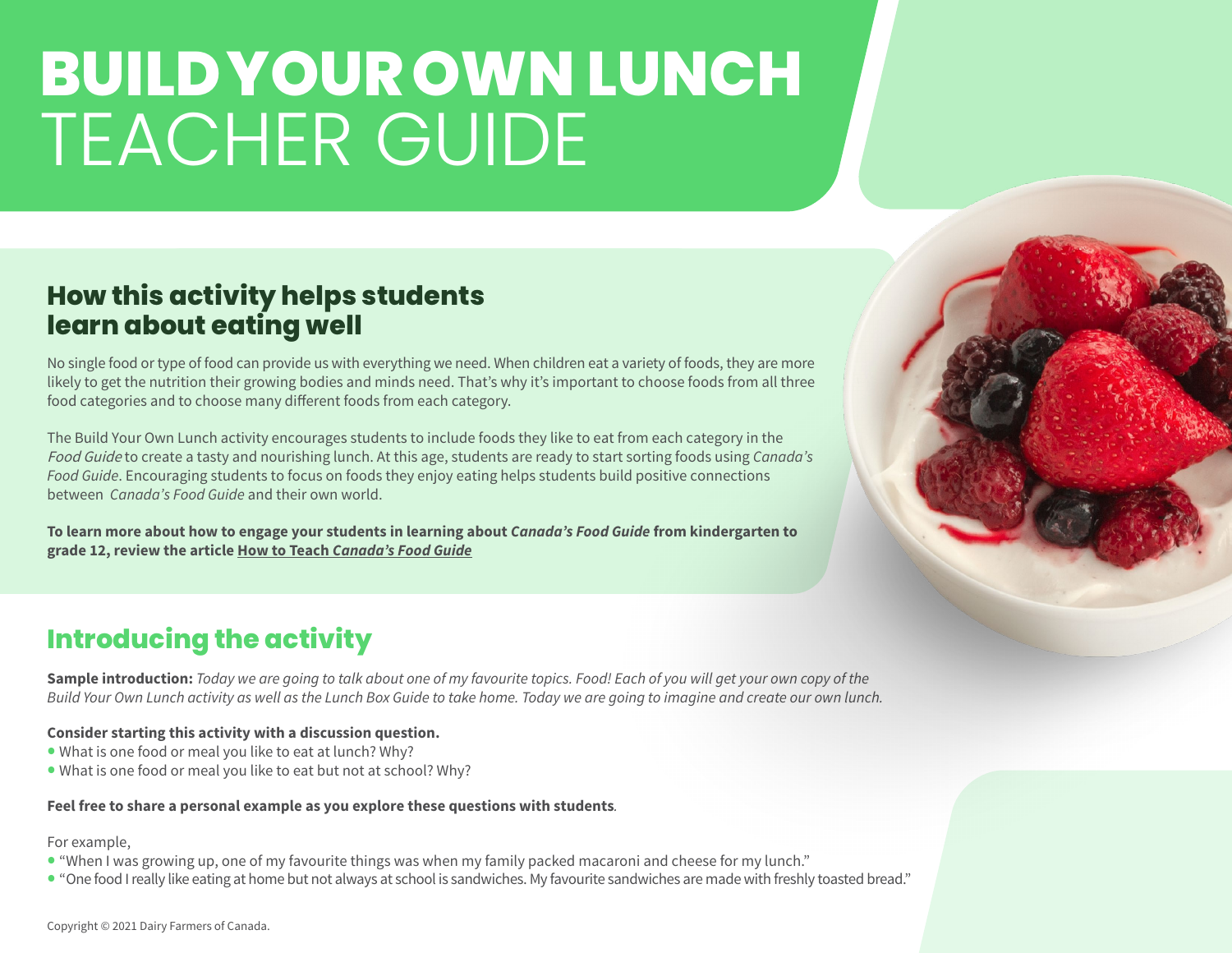# BUILD YOUR OWN LUNCH
# TEACHER GUIDE

## How this activity helps students learn about eating well

No single food or type of food can provide us with everything we need. When children eat a variety of foods, they are more likely to get the nutrition their growing bodies and minds need. That's why it's important to choose foods from all three food categories and to choose many different foods from each category.

The Build Your Own Lunch activity encourages students to include foods they like to eat from each category in the *Food Guide* to create a tasty and nourishing lunch. At this age, students are ready to start sorting foods using *Canada's Food Guide*. Encouraging students to focus on foods they enjoy eating helps students build positive connections between *Canada's Food Guide* and their own world.

**To learn more about how to engage your students in learning about *Canada's Food Guide* from kindergarten to grade 12, review the article How to Teach *Canada's Food Guide***

## Introducing the activity

**Sample introduction:** *Today we are going to talk about one of my favourite topics. Food! Each of you will get your own copy of the Build Your Own Lunch activity as well as the Lunch Box Guide to take home. Today we are going to imagine and create our own lunch.*

**Consider starting this activity with a discussion question.**

- What is one food or meal you like to eat at lunch? Why?
- What is one food or meal you like to eat but not at school? Why?

**Feel free to share a personal example as you explore these questions with students**.

For example,

- "When I was growing up, one of my favourite things was when my family packed macaroni and cheese for my lunch."
- "One food I really like eating at home but not always at school is sandwiches. My favourite sandwiches are made with freshly toasted bread."

Copyright © 2021 Dairy Farmers of Canada.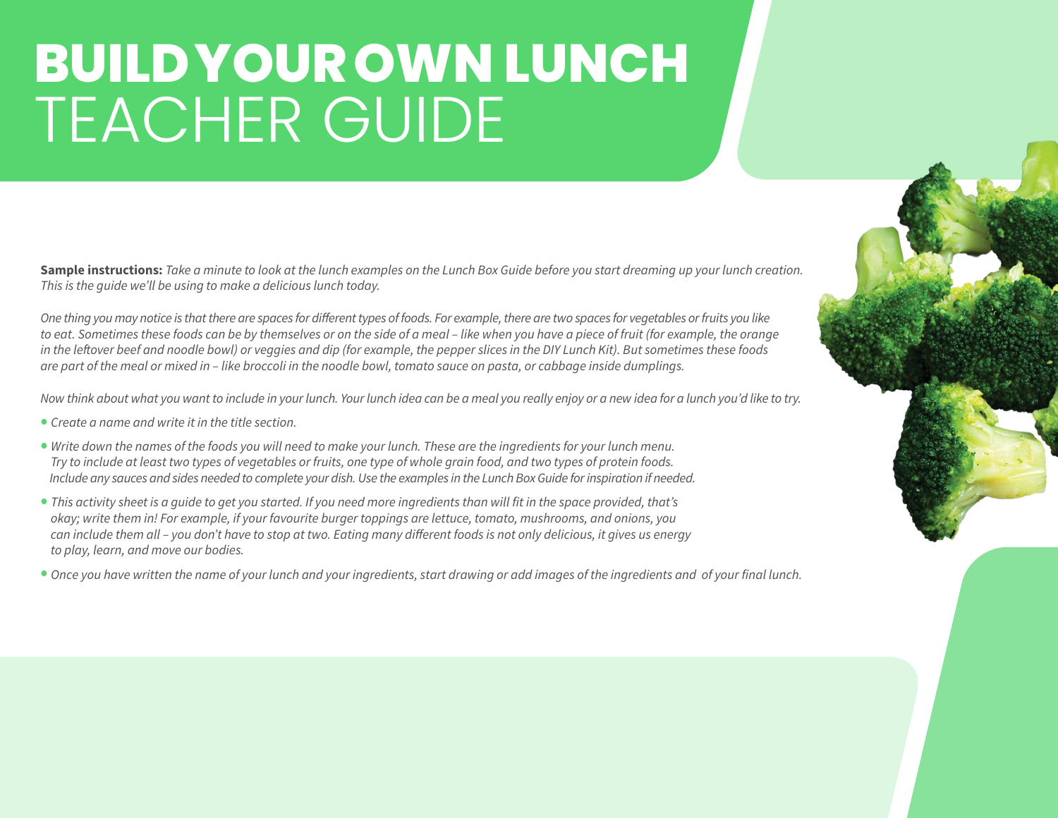# BUILD YOUR OWN LUNCH
## TEACHER GUIDE

**Sample instructions:** *Take a minute to look at the lunch examples on the Lunch Box Guide before you start dreaming up your lunch creation. This is the guide we'll be using to make a delicious lunch today.*

*One thing you may notice is that there are spaces for different types of foods. For example, there are two spaces for vegetables or fruits you like to eat. Sometimes these foods can be by themselves or on the side of a meal – like when you have a piece of fruit (for example, the orange in the leftover beef and noodle bowl) or veggies and dip (for example, the pepper slices in the DIY Lunch Kit). But sometimes these foods are part of the meal or mixed in – like broccoli in the noodle bowl, tomato sauce on pasta, or cabbage inside dumplings.*

*Now think about what you want to include in your lunch. Your lunch idea can be a meal you really enjoy or a new idea for a lunch you'd like to try.*

- *Create a name and write it in the title section.*
- *Write down the names of the foods you will need to make your lunch. These are the ingredients for your lunch menu. Try to include at least two types of vegetables or fruits, one type of whole grain food, and two types of protein foods. Include any sauces and sides needed to complete your dish. Use the examples in the Lunch Box Guide for inspiration if needed.*
- *This activity sheet is a guide to get you started. If you need more ingredients than will fit in the space provided, that's okay; write them in! For example, if your favourite burger toppings are lettuce, tomato, mushrooms, and onions, you can include them all – you don't have to stop at two. Eating many different foods is not only delicious, it gives us energy to play, learn, and move our bodies.*
- *Once you have written the name of your lunch and your ingredients, start drawing or add images of the ingredients and of your final lunch.*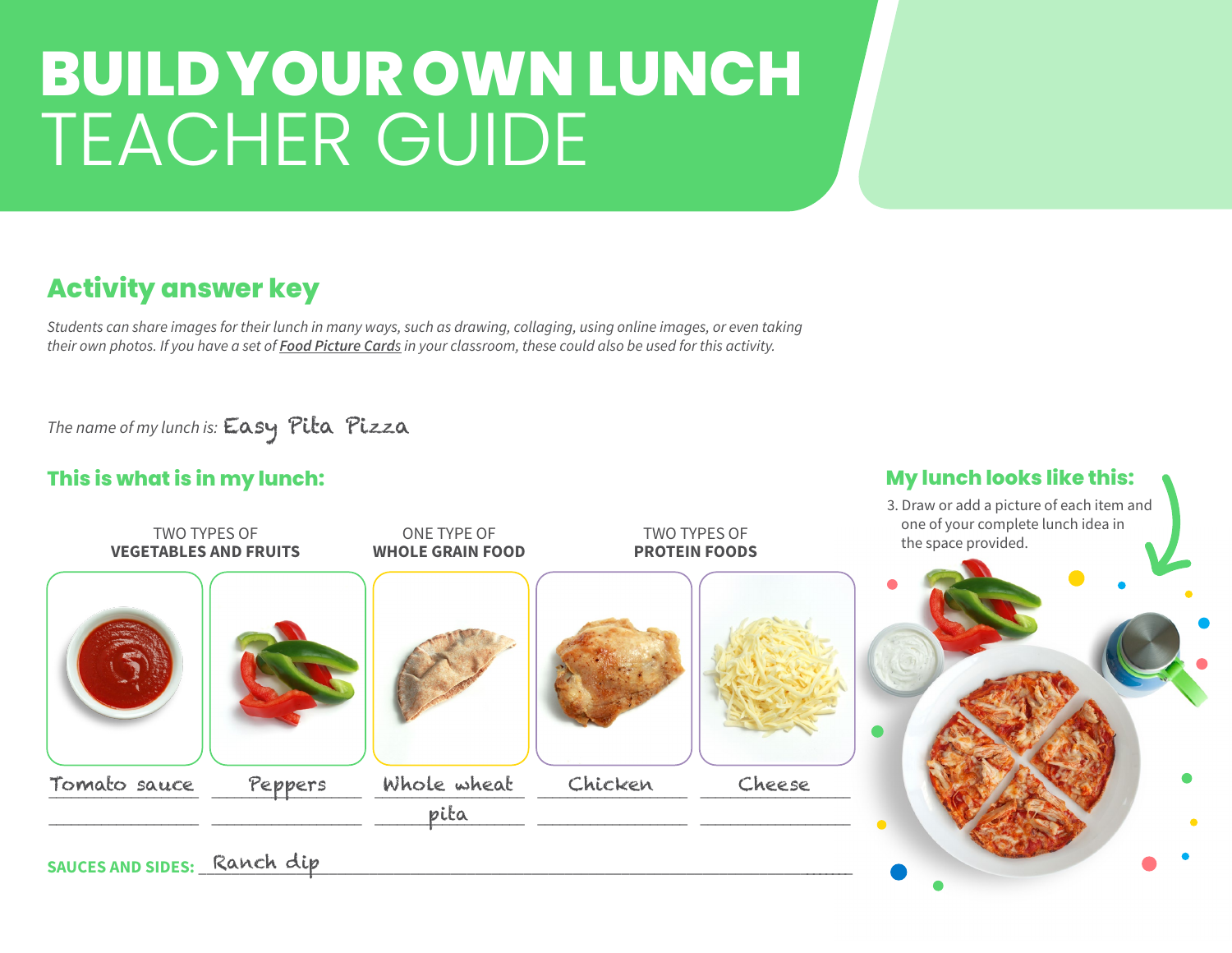# BUILD YOUR OWN LUNCH
# TEACHER GUIDE

## Activity answer key

*Students can share images for their lunch in many ways, such as drawing, collaging, using online images, or even taking their own photos. If you have a set of* ***Food Picture Cards*** *in your classroom, these could also be used for this activity.*

*The name of my lunch is:* Easy Pita Pizza

## This is what is in my lunch:

| TWO TYPES OF **VEGETABLES AND FRUITS** | | ONE TYPE OF **WHOLE GRAIN FOOD** | TWO TYPES OF **PROTEIN FOODS** | |
|---|---|---|---|---|
| Tomato sauce | Peppers | Whole wheat pita | Chicken | Cheese |

**SAUCES AND SIDES:** Ranch dip

## My lunch looks like this:

3. Draw or add a picture of each item and one of your complete lunch idea in the space provided.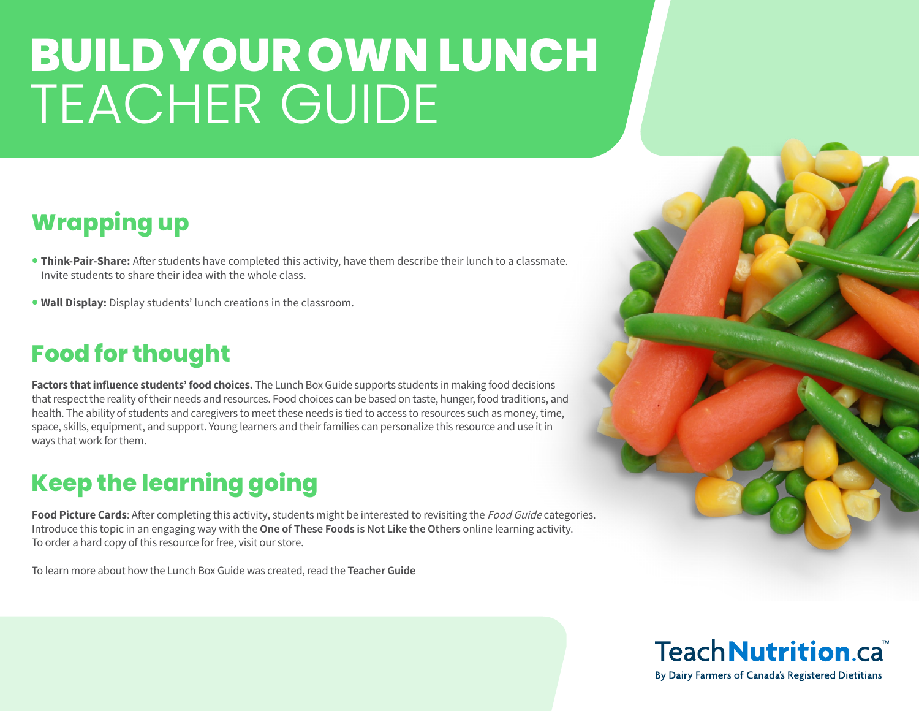# BUILD YOUR OWN LUNCH TEACHER GUIDE

## Wrapping up

- **Think-Pair-Share:** After students have completed this activity, have them describe their lunch to a classmate. Invite students to share their idea with the whole class.
- **Wall Display:** Display students' lunch creations in the classroom.

## Food for thought

**Factors that influence students' food choices.** The Lunch Box Guide supports students in making food decisions that respect the reality of their needs and resources. Food choices can be based on taste, hunger, food traditions, and health. The ability of students and caregivers to meet these needs is tied to access to resources such as money, time, space, skills, equipment, and support. Young learners and their families can personalize this resource and use it in ways that work for them.

## Keep the learning going

**Food Picture Cards**: After completing this activity, students might be interested to revisiting the *Food Guide* categories. Introduce this topic in an engaging way with the **One of These Foods is Not Like the Others** online learning activity. To order a hard copy of this resource for free, visit our store.

To learn more about how the Lunch Box Guide was created, read the **Teacher Guide**

TeachNutrition.ca™
By Dairy Farmers of Canada's Registered Dietitians